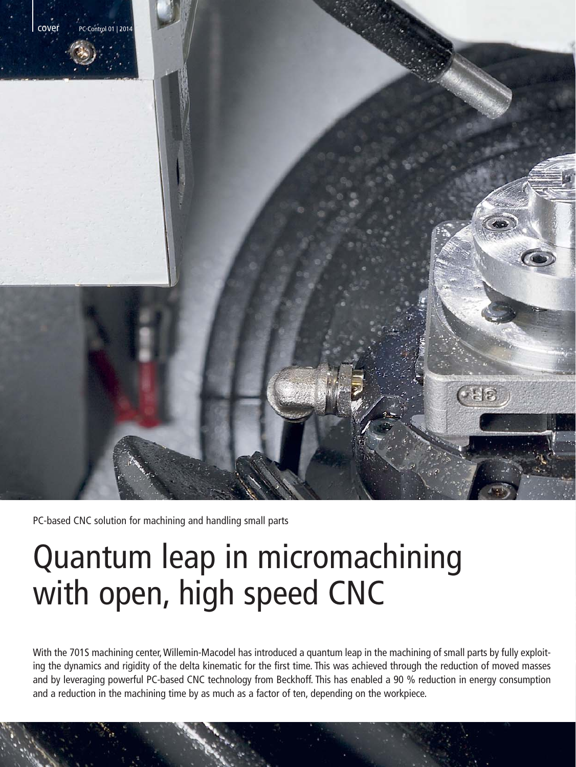PC-based CNC solution for machining and handling small parts

# Quantum leap in micromachining with open, high speed CNC

With the 701S machining center, Willemin-Macodel has introduced a quantum leap in the machining of small parts by fully exploiting the dynamics and rigidity of the delta kinematic for the first time. This was achieved through the reduction of moved masses and by leveraging powerful PC-based CNC technology from Beckhoff. This has enabled a 90 % reduction in energy consumption and a reduction in the machining time by as much as a factor of ten, depending on the workpiece.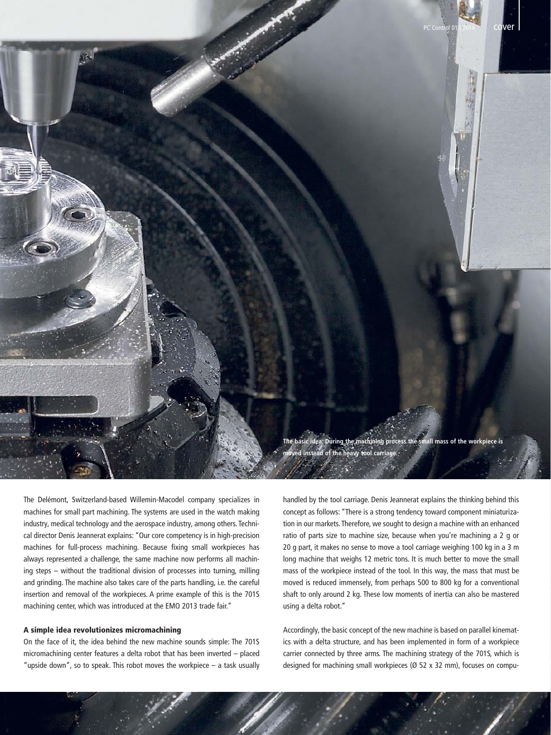The basic idea: During the machining process the small mass of the workpiece is moved instead of the heavy tool carriage.

The Delémont, Switzerland-based Willemin-Macodel company specializes in machines for small part machining. The systems are used in the watch making industry, medical technology and the aerospace industry, among others. Technical director Denis Jeannerat explains: "Our core competency is in high-precision machines for full-process machining. Because fixing small workpieces has always represented a challenge, the same machine now performs all machining steps – without the traditional division of processes into turning, milling and grinding. The machine also takes care of the parts handling, i.e. the careful insertion and removal of the workpieces. A prime example of this is the 701S machining center, which was introduced at the EMO 2013 trade fair."

### A simple idea revolutionizes micromachining

On the face of it, the idea behind the new machine sounds simple: The 701S micromachining center features a delta robot that has been inverted – placed "upside down", so to speak. This robot moves the workpiece – a task usually handled by the tool carriage. Denis Jeannerat explains the thinking behind this concept as follows: "There is a strong tendency toward component miniaturization in our markets. Therefore, we sought to design a machine with an enhanced ratio of parts size to machine size, because when you're machining a 2 g or 20 g part, it makes no sense to move a tool carriage weighing 100 kg in a 3 m long machine that weighs 12 metric tons. It is much better to move the small mass of the workpiece instead of the tool. In this way, the mass that must be moved is reduced immensely, from perhaps 500 to 800 kg for a conventional shaft to only around 2 kg. These low moments of inertia can also be mastered using a delta robot."

Accordingly, the basic concept of the new machine is based on parallel kinematics with a delta structure, and has been implemented in form of a workpiece carrier connected by three arms. The machining strategy of the 701S, which is designed for machining small workpieces (Ø 52 x 32 mm), focuses on compu-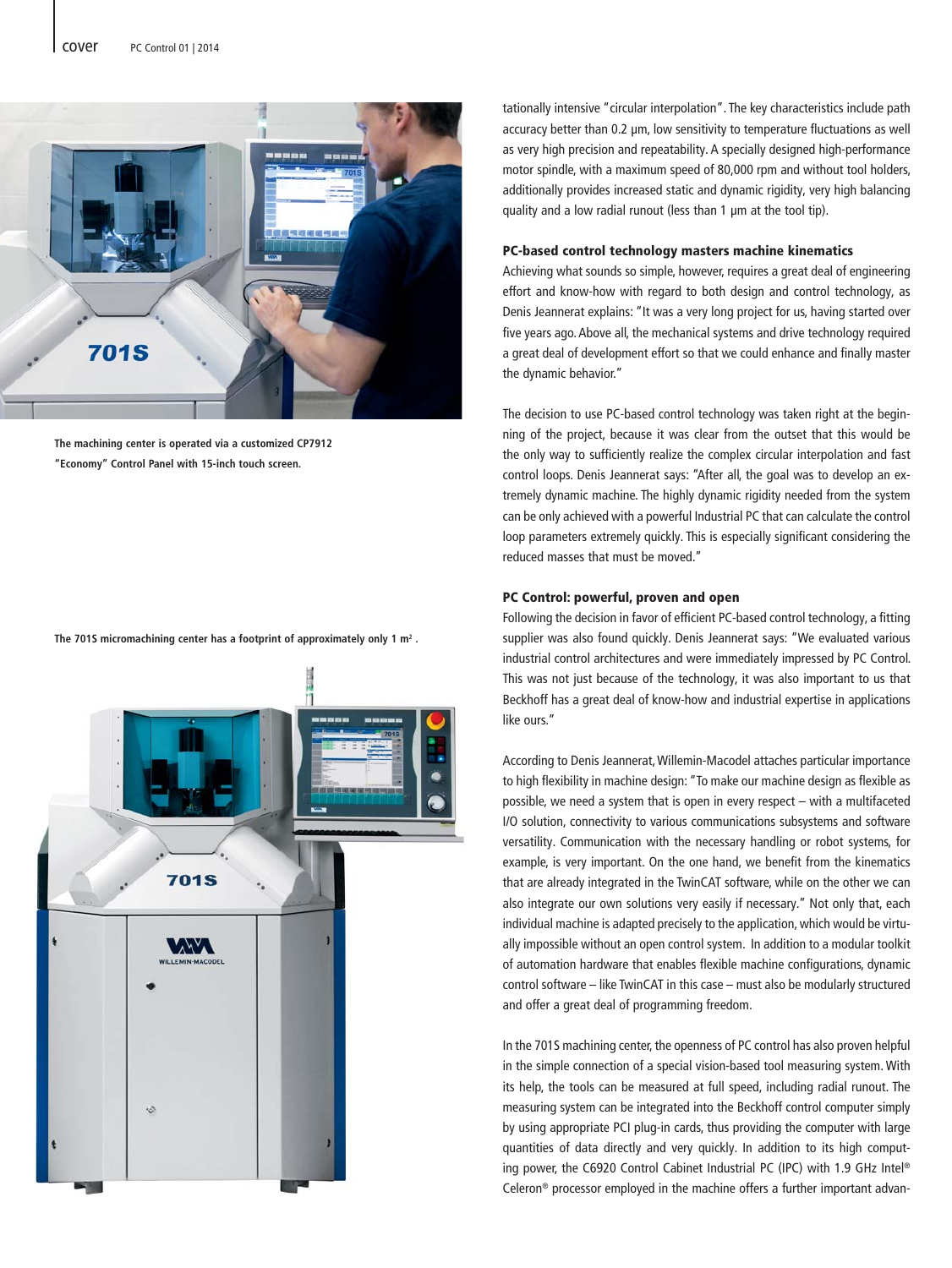The machining center is operated via a customized CP7912 "Economy" Control Panel with 15-inch touch screen.

The 701S micromachining center has a footprint of approximately only 1 m² .

tationally intensive "circular interpolation". The key characteristics include path accuracy better than 0.2 µm, low sensitivity to temperature fluctuations as well as very high precision and repeatability. A specially designed high-performance motor spindle, with a maximum speed of 80,000 rpm and without tool holders, additionally provides increased static and dynamic rigidity, very high balancing quality and a low radial runout (less than 1 µm at the tool tip).

### PC-based control technology masters machine kinematics

Achieving what sounds so simple, however, requires a great deal of engineering effort and know-how with regard to both design and control technology, as Denis Jeannerat explains: "It was a very long project for us, having started over five years ago. Above all, the mechanical systems and drive technology required a great deal of development effort so that we could enhance and finally master the dynamic behavior."

The decision to use PC-based control technology was taken right at the beginning of the project, because it was clear from the outset that this would be the only way to sufficiently realize the complex circular interpolation and fast control loops. Denis Jeannerat says: "After all, the goal was to develop an extremely dynamic machine. The highly dynamic rigidity needed from the system can be only achieved with a powerful Industrial PC that can calculate the control loop parameters extremely quickly. This is especially significant considering the reduced masses that must be moved."

### PC Control: powerful, proven and open

Following the decision in favor of efficient PC-based control technology, a fitting supplier was also found quickly. Denis Jeannerat says: "We evaluated various industrial control architectures and were immediately impressed by PC Control. This was not just because of the technology, it was also important to us that Beckhoff has a great deal of know-how and industrial expertise in applications like ours."

According to Denis Jeannerat, Willemin-Macodel attaches particular importance to high flexibility in machine design: "To make our machine design as flexible as possible, we need a system that is open in every respect – with a multifaceted I/O solution, connectivity to various communications subsystems and software versatility. Communication with the necessary handling or robot systems, for example, is very important. On the one hand, we benefit from the kinematics that are already integrated in the TwinCAT software, while on the other we can also integrate our own solutions very easily if necessary." Not only that, each individual machine is adapted precisely to the application, which would be virtually impossible without an open control system. In addition to a modular toolkit of automation hardware that enables flexible machine configurations, dynamic control software – like TwinCAT in this case – must also be modularly structured and offer a great deal of programming freedom.

In the 701S machining center, the openness of PC control has also proven helpful in the simple connection of a special vision-based tool measuring system. With its help, the tools can be measured at full speed, including radial runout. The measuring system can be integrated into the Beckhoff control computer simply by using appropriate PCI plug-in cards, thus providing the computer with large quantities of data directly and very quickly. In addition to its high computing power, the C6920 Control Cabinet Industrial PC (IPC) with 1.9 GHz Intel® Celeron® processor employed in the machine offers a further important advan-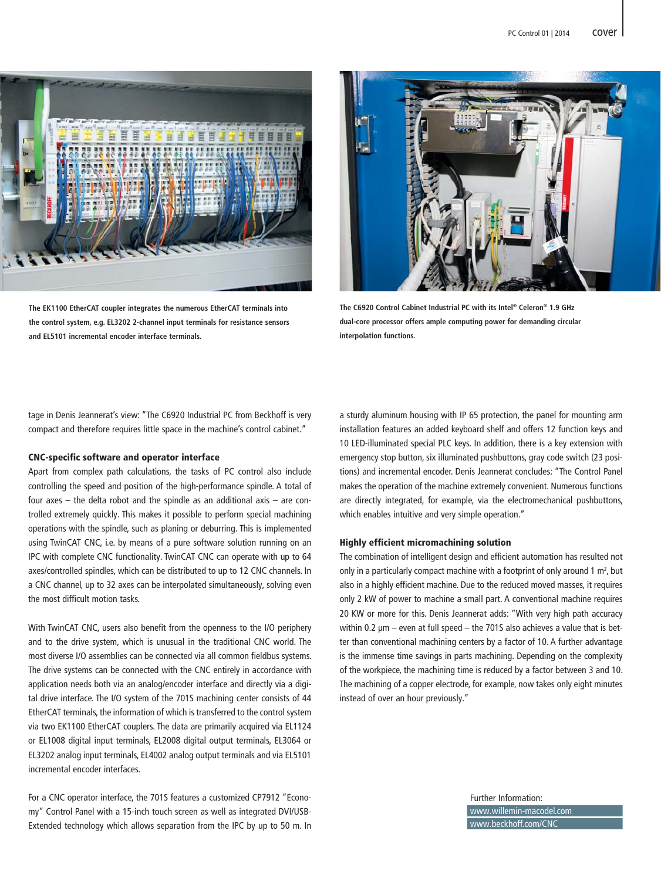The EK1100 EtherCAT coupler integrates the numerous EtherCAT terminals into the control system, e.g. EL3202 2-channel input terminals for resistance sensors and EL5101 incremental encoder interface terminals.

The C6920 Control Cabinet Industrial PC with its Intel® Celeron® 1.9 GHz dual-core processor offers ample computing power for demanding circular interpolation functions.

tage in Denis Jeannerat's view: "The C6920 Industrial PC from Beckhoff is very compact and therefore requires little space in the machine's control cabinet."

### CNC-specific software and operator interface

Apart from complex path calculations, the tasks of PC control also include controlling the speed and position of the high-performance spindle. A total of four axes – the delta robot and the spindle as an additional axis – are controlled extremely quickly. This makes it possible to perform special machining operations with the spindle, such as planing or deburring. This is implemented using TwinCAT CNC, i.e. by means of a pure software solution running on an IPC with complete CNC functionality. TwinCAT CNC can operate with up to 64 axes/controlled spindles, which can be distributed to up to 12 CNC channels. In a CNC channel, up to 32 axes can be interpolated simultaneously, solving even the most difficult motion tasks.

With TwinCAT CNC, users also benefit from the openness to the I/O periphery and to the drive system, which is unusual in the traditional CNC world. The most diverse I/O assemblies can be connected via all common fieldbus systems. The drive systems can be connected with the CNC entirely in accordance with application needs both via an analog/encoder interface and directly via a digital drive interface. The I/O system of the 701S machining center consists of 44 EtherCAT terminals, the information of which is transferred to the control system via two EK1100 EtherCAT couplers. The data are primarily acquired via EL1124 or EL1008 digital input terminals, EL2008 digital output terminals, EL3064 or EL3202 analog input terminals, EL4002 analog output terminals and via EL5101 incremental encoder interfaces.

For a CNC operator interface, the 701S features a customized CP7912 "Economy" Control Panel with a 15-inch touch screen as well as integrated DVI/USB-Extended technology which allows separation from the IPC by up to 50 m. In a sturdy aluminum housing with IP 65 protection, the panel for mounting arm installation features an added keyboard shelf and offers 12 function keys and 10 LED-illuminated special PLC keys. In addition, there is a key extension with emergency stop button, six illuminated pushbuttons, gray code switch (23 positions) and incremental encoder. Denis Jeannerat concludes: "The Control Panel makes the operation of the machine extremely convenient. Numerous functions are directly integrated, for example, via the electromechanical pushbuttons, which enables intuitive and very simple operation."

### Highly efficient micromachining solution

The combination of intelligent design and efficient automation has resulted not only in a particularly compact machine with a footprint of only around 1 m², but also in a highly efficient machine. Due to the reduced moved masses, it requires only 2 kW of power to machine a small part. A conventional machine requires 20 KW or more for this. Denis Jeannerat adds: "With very high path accuracy within 0.2 µm – even at full speed – the 701S also achieves a value that is better than conventional machining centers by a factor of 10. A further advantage is the immense time savings in parts machining. Depending on the complexity of the workpiece, the machining time is reduced by a factor between 3 and 10. The machining of a copper electrode, for example, now takes only eight minutes instead of over an hour previously."

Further Information:
www.willemin-macodel.com
www.beckhoff.com/CNC